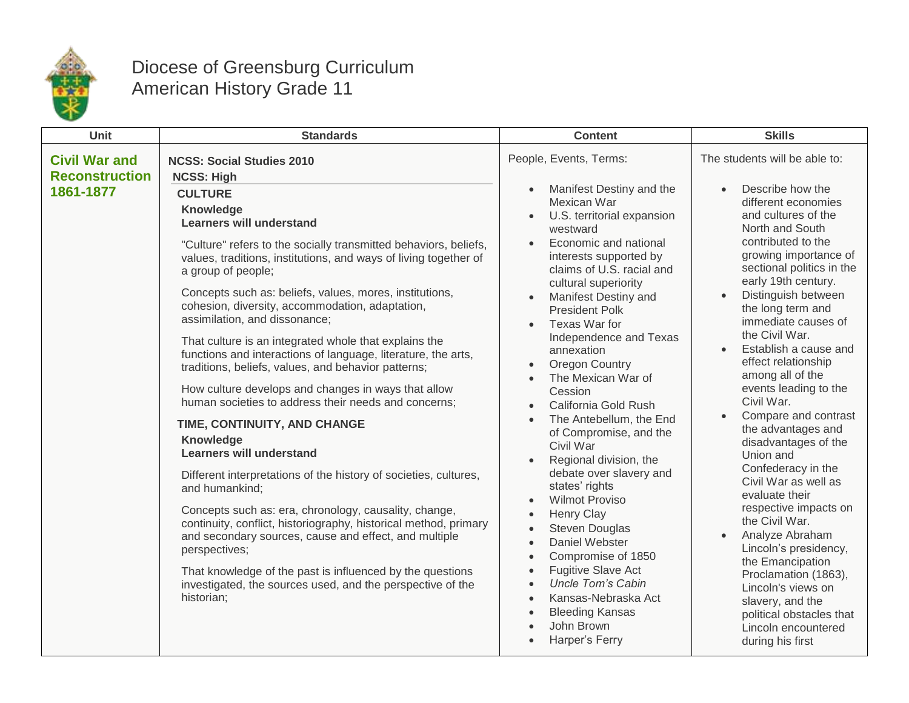# Diocese of Greensburg Curriculum
## American History Grade 11

| Unit | Standards | Content | Skills |
|---|---|---|---|
| **Civil War and Reconstruction 1861-1877** | **NCSS: Social Studies 2010**<br>**NCSS: High**<br>**CULTURE**<br>**Knowledge**<br>**Learners will understand**<br>"Culture" refers to the socially transmitted behaviors, beliefs, values, traditions, institutions, and ways of living together of a group of people;<br>Concepts such as: beliefs, values, mores, institutions, cohesion, diversity, accommodation, adaptation, assimilation, and dissonance;<br>That culture is an integrated whole that explains the functions and interactions of language, literature, the arts, traditions, beliefs, values, and behavior patterns;<br>How culture develops and changes in ways that allow human societies to address their needs and concerns;<br>**TIME, CONTINUITY, AND CHANGE**<br>**Knowledge**<br>**Learners will understand**<br>Different interpretations of the history of societies, cultures, and humankind;<br>Concepts such as: era, chronology, causality, change, continuity, conflict, historiography, historical method, primary and secondary sources, cause and effect, and multiple perspectives;<br>That knowledge of the past is influenced by the questions investigated, the sources used, and the perspective of the historian; | People, Events, Terms:<br>• Manifest Destiny and the Mexican War<br>• U.S. territorial expansion westward<br>• Economic and national interests supported by claims of U.S. racial and cultural superiority<br>• Manifest Destiny and President Polk<br>• Texas War for Independence and Texas annexation<br>• Oregon Country<br>• The Mexican War of Cession<br>• California Gold Rush<br>• The Antebellum, the End of Compromise, and the Civil War<br>• Regional division, the debate over slavery and states' rights<br>• Wilmot Proviso<br>• Henry Clay<br>• Steven Douglas<br>• Daniel Webster<br>• Compromise of 1850<br>• Fugitive Slave Act<br>• *Uncle Tom's Cabin*<br>• Kansas-Nebraska Act<br>• Bleeding Kansas<br>• John Brown<br>• Harper's Ferry | The students will be able to:<br>• Describe how the different economies and cultures of the North and South contributed to the growing importance of sectional politics in the early 19th century.<br>• Distinguish between the long term and immediate causes of the Civil War.<br>• Establish a cause and effect relationship among all of the events leading to the Civil War.<br>• Compare and contrast the advantages and disadvantages of the Union and Confederacy in the Civil War as well as evaluate their respective impacts on the Civil War.<br>• Analyze Abraham Lincoln's presidency, the Emancipation Proclamation (1863), Lincoln's views on slavery, and the political obstacles that Lincoln encountered during his first |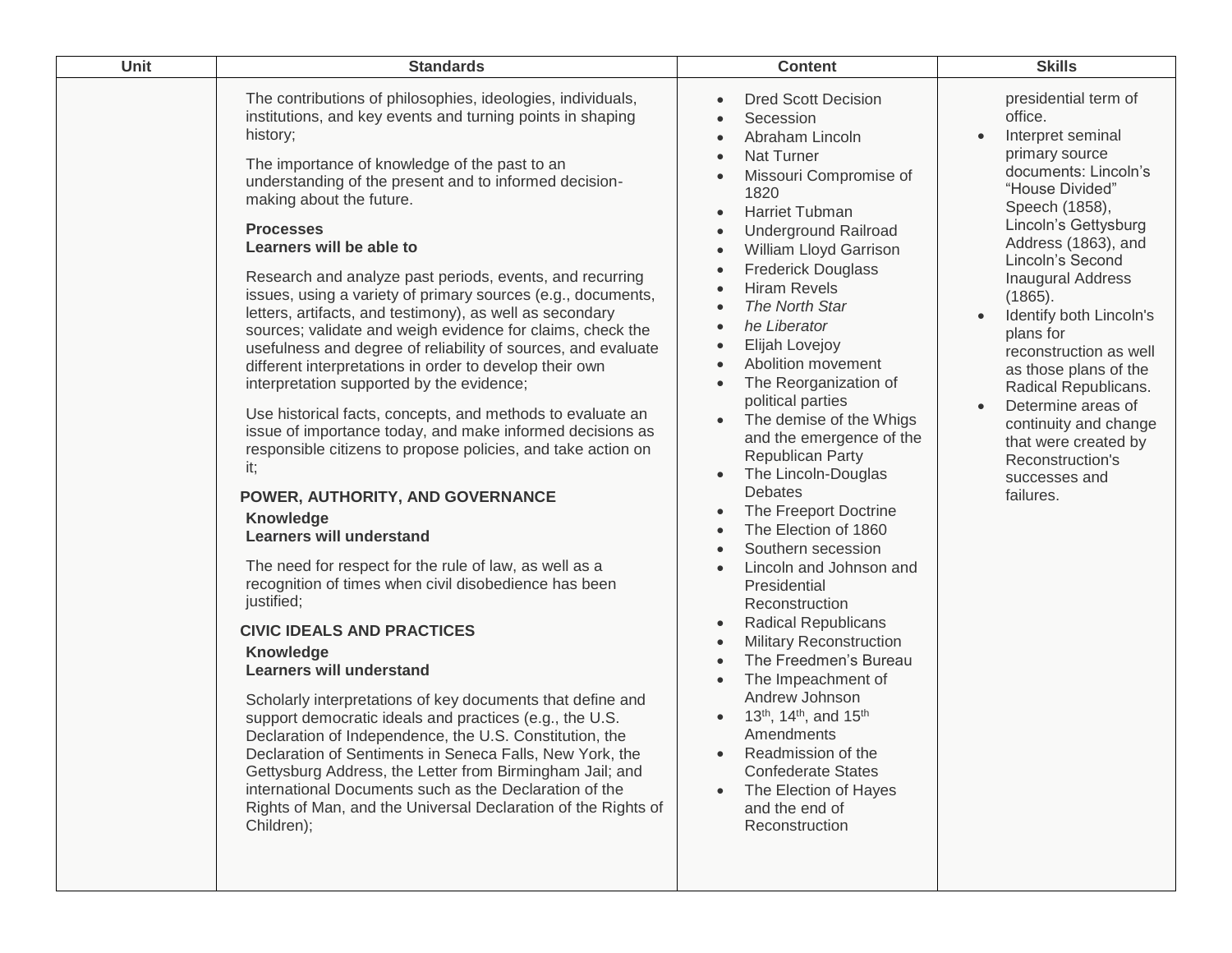| Unit | Standards | Content | Skills |
|---|---|---|---|
| | The contributions of philosophies, ideologies, individuals, institutions, and key events and turning points in shaping history;<br><br>The importance of knowledge of the past to an understanding of the present and to informed decision-making about the future.<br><br>**Processes**<br>**Learners will be able to**<br><br>Research and analyze past periods, events, and recurring issues, using a variety of primary sources (e.g., documents, letters, artifacts, and testimony), as well as secondary sources; validate and weigh evidence for claims, check the usefulness and degree of reliability of sources, and evaluate different interpretations in order to develop their own interpretation supported by the evidence;<br><br>Use historical facts, concepts, and methods to evaluate an issue of importance today, and make informed decisions as responsible citizens to propose policies, and take action on it;<br><br>**POWER, AUTHORITY, AND GOVERNANCE**<br>**Knowledge**<br>**Learners will understand**<br><br>The need for respect for the rule of law, as well as a recognition of times when civil disobedience has been justified;<br><br>**CIVIC IDEALS AND PRACTICES**<br>**Knowledge**<br>**Learners will understand**<br><br>Scholarly interpretations of key documents that define and support democratic ideals and practices (e.g., the U.S. Declaration of Independence, the U.S. Constitution, the Declaration of Sentiments in Seneca Falls, New York, the Gettysburg Address, the Letter from Birmingham Jail; and international Documents such as the Declaration of the Rights of Man, and the Universal Declaration of the Rights of Children); | • Dred Scott Decision<br>• Secession<br>• Abraham Lincoln<br>• Nat Turner<br>• Missouri Compromise of 1820<br>• Harriet Tubman<br>• Underground Railroad<br>• William Lloyd Garrison<br>• Frederick Douglass<br>• Hiram Revels<br>• *The North Star*<br>• *he Liberator*<br>• Elijah Lovejoy<br>• Abolition movement<br>• The Reorganization of political parties<br>• The demise of the Whigs and the emergence of the Republican Party<br>• The Lincoln-Douglas Debates<br>• The Freeport Doctrine<br>• The Election of 1860<br>• Southern secession<br>• Lincoln and Johnson and Presidential Reconstruction<br>• Radical Republicans<br>• Military Reconstruction<br>• The Freedmen's Bureau<br>• The Impeachment of Andrew Johnson<br>• 13th, 14th, and 15th Amendments<br>• Readmission of the Confederate States<br>• The Election of Hayes and the end of Reconstruction | presidential term of office.<br>• Interpret seminal primary source documents: Lincoln's "House Divided" Speech (1858), Lincoln's Gettysburg Address (1863), and Lincoln's Second Inaugural Address (1865).<br>• Identify both Lincoln's plans for reconstruction as well as those plans of the Radical Republicans.<br>• Determine areas of continuity and change that were created by Reconstruction's successes and failures. |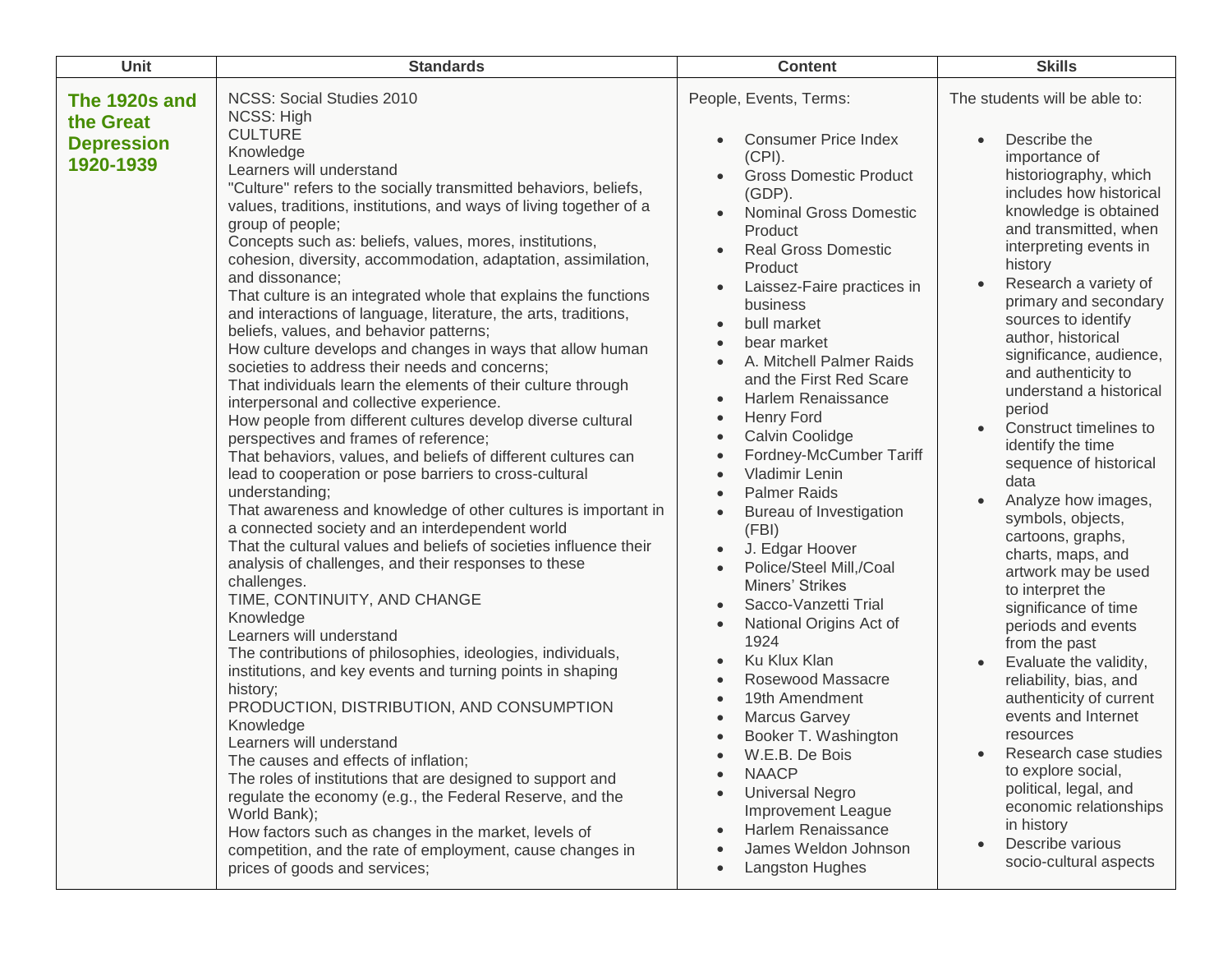| Unit | Standards | Content | Skills |
|---|---|---|---|
| **The 1920s and the Great Depression 1920-1939** | NCSS: Social Studies 2010<br>NCSS: High<br>CULTURE<br>Knowledge<br>Learners will understand<br>"Culture" refers to the socially transmitted behaviors, beliefs, values, traditions, institutions, and ways of living together of a group of people;<br>Concepts such as: beliefs, values, mores, institutions, cohesion, diversity, accommodation, adaptation, assimilation, and dissonance;<br>That culture is an integrated whole that explains the functions and interactions of language, literature, the arts, traditions, beliefs, values, and behavior patterns;<br>How culture develops and changes in ways that allow human societies to address their needs and concerns;<br>That individuals learn the elements of their culture through interpersonal and collective experience.<br>How people from different cultures develop diverse cultural perspectives and frames of reference;<br>That behaviors, values, and beliefs of different cultures can lead to cooperation or pose barriers to cross-cultural understanding;<br>That awareness and knowledge of other cultures is important in a connected society and an interdependent world<br>That the cultural values and beliefs of societies influence their analysis of challenges, and their responses to these challenges.<br>TIME, CONTINUITY, AND CHANGE<br>Knowledge<br>Learners will understand<br>The contributions of philosophies, ideologies, individuals, institutions, and key events and turning points in shaping history;<br>PRODUCTION, DISTRIBUTION, AND CONSUMPTION<br>Knowledge<br>Learners will understand<br>The causes and effects of inflation;<br>The roles of institutions that are designed to support and regulate the economy (e.g., the Federal Reserve, and the World Bank);<br>How factors such as changes in the market, levels of competition, and the rate of employment, cause changes in prices of goods and services; | People, Events, Terms:<br><br>• Consumer Price Index (CPI).<br>• Gross Domestic Product (GDP).<br>• Nominal Gross Domestic Product<br>• Real Gross Domestic Product<br>• Laissez-Faire practices in business<br>• bull market<br>• bear market<br>• A. Mitchell Palmer Raids and the First Red Scare<br>• Harlem Renaissance<br>• Henry Ford<br>• Calvin Coolidge<br>• Fordney-McCumber Tariff<br>• Vladimir Lenin<br>• Palmer Raids<br>• Bureau of Investigation (FBI)<br>• J. Edgar Hoover<br>• Police/Steel Mill,/Coal Miners' Strikes<br>• Sacco-Vanzetti Trial<br>• National Origins Act of 1924<br>• Ku Klux Klan<br>• Rosewood Massacre<br>• 19th Amendment<br>• Marcus Garvey<br>• Booker T. Washington<br>• W.E.B. De Bois<br>• NAACP<br>• Universal Negro Improvement League<br>• Harlem Renaissance<br>• James Weldon Johnson<br>• Langston Hughes | The students will be able to:<br><br>• Describe the importance of historiography, which includes how historical knowledge is obtained and transmitted, when interpreting events in history<br>• Research a variety of primary and secondary sources to identify author, historical significance, audience, and authenticity to understand a historical period<br>• Construct timelines to identify the time sequence of historical data<br>• Analyze how images, symbols, objects, cartoons, graphs, charts, maps, and artwork may be used to interpret the significance of time periods and events from the past<br>• Evaluate the validity, reliability, bias, and authenticity of current events and Internet resources<br>• Research case studies to explore social, political, legal, and economic relationships in history<br>• Describe various socio-cultural aspects |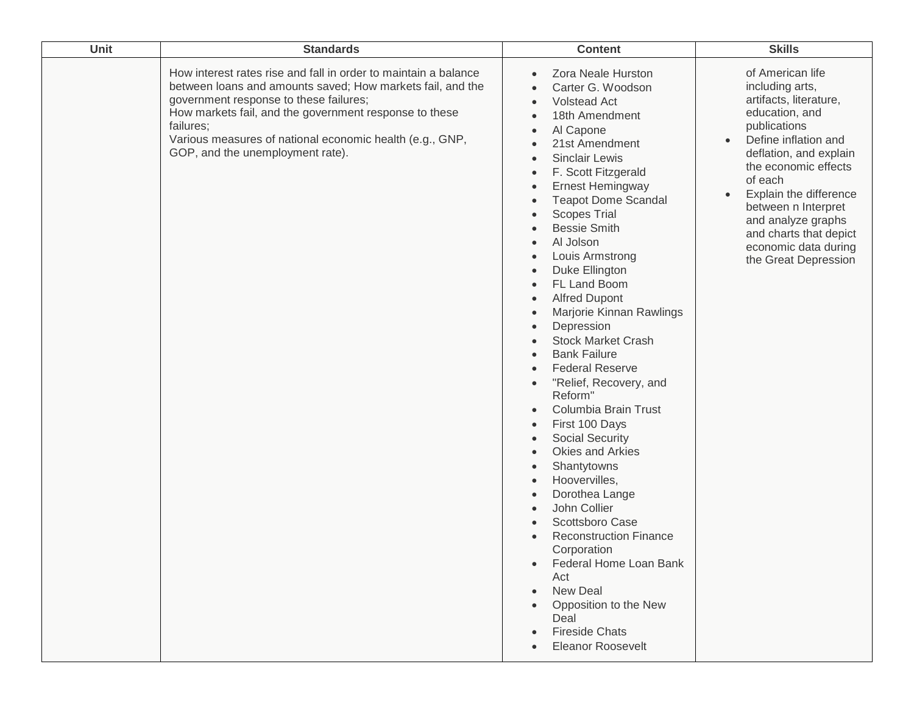| Unit | Standards | Content | Skills |
| --- | --- | --- | --- |
| | How interest rates rise and fall in order to maintain a balance between loans and amounts saved; How markets fail, and the government response to these failures;<br>How markets fail, and the government response to these failures;<br>Various measures of national economic health (e.g., GNP, GOP, and the unemployment rate). | • Zora Neale Hurston<br>• Carter G. Woodson<br>• Volstead Act<br>• 18th Amendment<br>• Al Capone<br>• 21st Amendment<br>• Sinclair Lewis<br>• F. Scott Fitzgerald<br>• Ernest Hemingway<br>• Teapot Dome Scandal<br>• Scopes Trial<br>• Bessie Smith<br>• Al Jolson<br>• Louis Armstrong<br>• Duke Ellington<br>• FL Land Boom<br>• Alfred Dupont<br>• Marjorie Kinnan Rawlings<br>• Depression<br>• Stock Market Crash<br>• Bank Failure<br>• Federal Reserve<br>• "Relief, Recovery, and Reform"<br>• Columbia Brain Trust<br>• First 100 Days<br>• Social Security<br>• Okies and Arkies<br>• Shantytowns<br>• Hoovervilles,<br>• Dorothea Lange<br>• John Collier<br>• Scottsboro Case<br>• Reconstruction Finance Corporation<br>• Federal Home Loan Bank Act<br>• New Deal<br>• Opposition to the New Deal<br>• Fireside Chats<br>• Eleanor Roosevelt | of American life including arts, artifacts, literature, education, and publications<br>• Define inflation and deflation, and explain the economic effects of each<br>• Explain the difference between n Interpret and analyze graphs and charts that depict economic data during the Great Depression |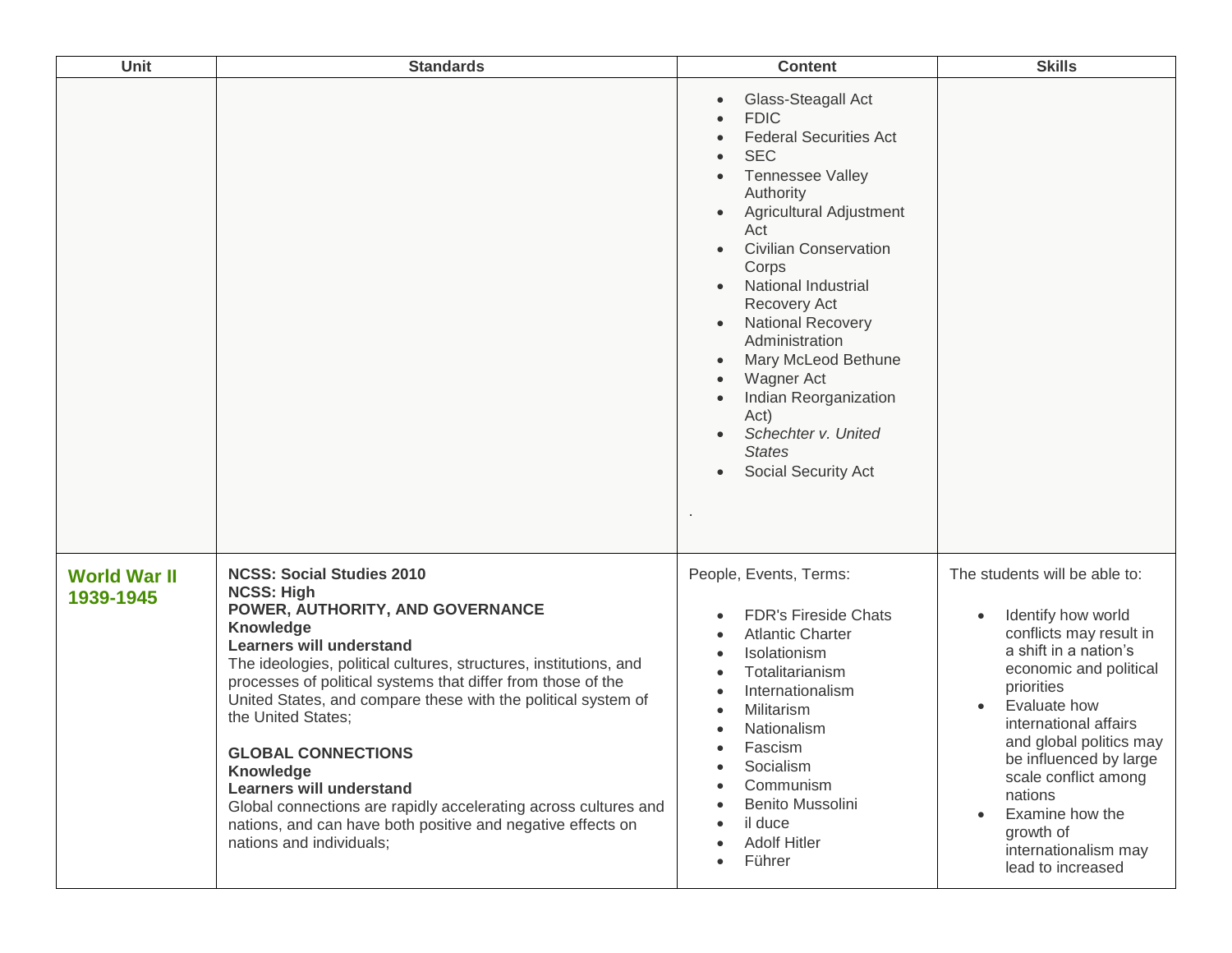| Unit | Standards | Content | Skills |
| --- | --- | --- | --- |
| | | <ul><li>Glass-Steagall Act</li><li>FDIC</li><li>Federal Securities Act</li><li>SEC</li><li>Tennessee Valley Authority</li><li>Agricultural Adjustment Act</li><li>Civilian Conservation Corps</li><li>National Industrial Recovery Act</li><li>National Recovery Administration</li><li>Mary McLeod Bethune</li><li>Wagner Act</li><li>Indian Reorganization Act)</li><li>*Schechter v. United States*</li><li>Social Security Act</li></ul><br>. | |
| **World War II 1939-1945** | **NCSS: Social Studies 2010**<br>**NCSS: High**<br>**POWER, AUTHORITY, AND GOVERNANCE**<br>**Knowledge**<br>**Learners will understand**<br>The ideologies, political cultures, structures, institutions, and processes of political systems that differ from those of the United States, and compare these with the political system of the United States;<br><br>**GLOBAL CONNECTIONS**<br>**Knowledge**<br>**Learners will understand**<br>Global connections are rapidly accelerating across cultures and nations, and can have both positive and negative effects on nations and individuals; | People, Events, Terms:<br><ul><li>FDR's Fireside Chats</li><li>Atlantic Charter</li><li>Isolationism</li><li>Totalitarianism</li><li>Internationalism</li><li>Militarism</li><li>Nationalism</li><li>Fascism</li><li>Socialism</li><li>Communism</li><li>Benito Mussolini</li><li>il duce</li><li>Adolf Hitler</li><li>Führer</li></ul> | The students will be able to:<br><ul><li>Identify how world conflicts may result in a shift in a nation's economic and political priorities</li><li>Evaluate how international affairs and global politics may be influenced by large scale conflict among nations</li><li>Examine how the growth of internationalism may lead to increased</li></ul> |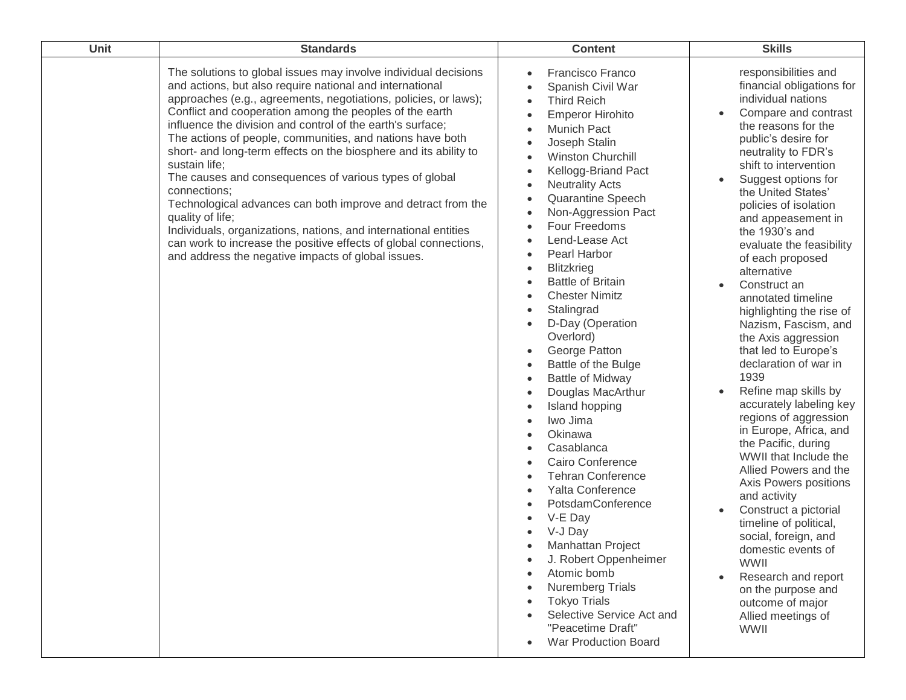| Unit | Standards | Content | Skills |
| --- | --- | --- | --- |
| | The solutions to global issues may involve individual decisions and actions, but also require national and international approaches (e.g., agreements, negotiations, policies, or laws);<br>Conflict and cooperation among the peoples of the earth influence the division and control of the earth's surface;<br>The actions of people, communities, and nations have both short- and long-term effects on the biosphere and its ability to sustain life;<br>The causes and consequences of various types of global connections;<br>Technological advances can both improve and detract from the quality of life;<br>Individuals, organizations, nations, and international entities can work to increase the positive effects of global connections, and address the negative impacts of global issues. | • Francisco Franco<br>• Spanish Civil War<br>• Third Reich<br>• Emperor Hirohito<br>• Munich Pact<br>• Joseph Stalin<br>• Winston Churchill<br>• Kellogg-Briand Pact<br>• Neutrality Acts<br>• Quarantine Speech<br>• Non-Aggression Pact<br>• Four Freedoms<br>• Lend-Lease Act<br>• Pearl Harbor<br>• Blitzkrieg<br>• Battle of Britain<br>• Chester Nimitz<br>• Stalingrad<br>• D-Day (Operation Overlord)<br>• George Patton<br>• Battle of the Bulge<br>• Battle of Midway<br>• Douglas MacArthur<br>• Island hopping<br>• Iwo Jima<br>• Okinawa<br>• Casablanca<br>• Cairo Conference<br>• Tehran Conference<br>• Yalta Conference<br>• PotsdamConference<br>• V-E Day<br>• V-J Day<br>• Manhattan Project<br>• J. Robert Oppenheimer<br>• Atomic bomb<br>• Nuremberg Trials<br>• Tokyo Trials<br>• Selective Service Act and "Peacetime Draft"<br>• War Production Board | responsibilities and financial obligations for individual nations<br>• Compare and contrast the reasons for the public's desire for neutrality to FDR's shift to intervention<br>• Suggest options for the United States' policies of isolation and appeasement in the 1930's and evaluate the feasibility of each proposed alternative<br>• Construct an annotated timeline highlighting the rise of Nazism, Fascism, and the Axis aggression that led to Europe's declaration of war in 1939<br>• Refine map skills by accurately labeling key regions of aggression in Europe, Africa, and the Pacific, during WWII that Include the Allied Powers and the Axis Powers positions and activity<br>• Construct a pictorial timeline of political, social, foreign, and domestic events of WWII<br>• Research and report on the purpose and outcome of major Allied meetings of WWII |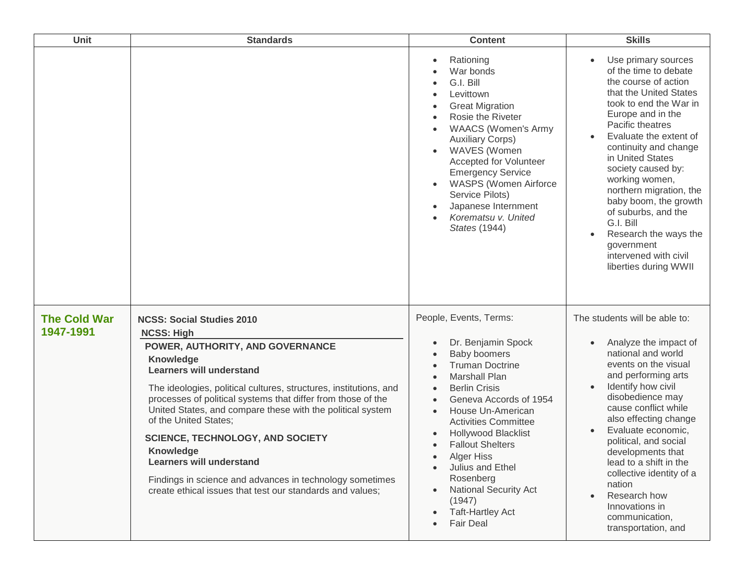| Unit | Standards | Content | Skills |
|---|---|---|---|
| | | <ul><li>Rationing</li><li>War bonds</li><li>G.I. Bill</li><li>Levittown</li><li>Great Migration</li><li>Rosie the Riveter</li><li>WAACS (Women's Army Auxiliary Corps)</li><li>WAVES (Women Accepted for Volunteer Emergency Service</li><li>WASPS (Women Airforce Service Pilots)</li><li>Japanese Internment</li><li>*Korematsu v. United States* (1944)</li></ul> | <ul><li>Use primary sources of the time to debate the course of action that the United States took to end the War in Europe and in the Pacific theatres</li><li>Evaluate the extent of continuity and change in United States society caused by: working women, northern migration, the baby boom, the growth of suburbs, and the G.I. Bill</li><li>Research the ways the government intervened with civil liberties during WWII</li></ul> |
| **The Cold War 1947-1991** | **NCSS: Social Studies 2010**<br>**NCSS: High**<br>**POWER, AUTHORITY, AND GOVERNANCE**<br>**Knowledge**<br>**Learners will understand**<br>The ideologies, political cultures, structures, institutions, and processes of political systems that differ from those of the United States, and compare these with the political system of the United States;<br>**SCIENCE, TECHNOLOGY, AND SOCIETY**<br>**Knowledge**<br>**Learners will understand**<br>Findings in science and advances in technology sometimes create ethical issues that test our standards and values; | People, Events, Terms:<ul><li>Dr. Benjamin Spock</li><li>Baby boomers</li><li>Truman Doctrine</li><li>Marshall Plan</li><li>Berlin Crisis</li><li>Geneva Accords of 1954</li><li>House Un-American Activities Committee</li><li>Hollywood Blacklist</li><li>Fallout Shelters</li><li>Alger Hiss</li><li>Julius and Ethel Rosenberg</li><li>National Security Act (1947)</li><li>Taft-Hartley Act</li><li>Fair Deal</li></ul> | The students will be able to:<ul><li>Analyze the impact of national and world events on the visual and performing arts</li><li>Identify how civil disobedience may cause conflict while also effecting change</li><li>Evaluate economic, political, and social developments that lead to a shift in the collective identity of a nation</li><li>Research how Innovations in communication, transportation, and</li></ul> |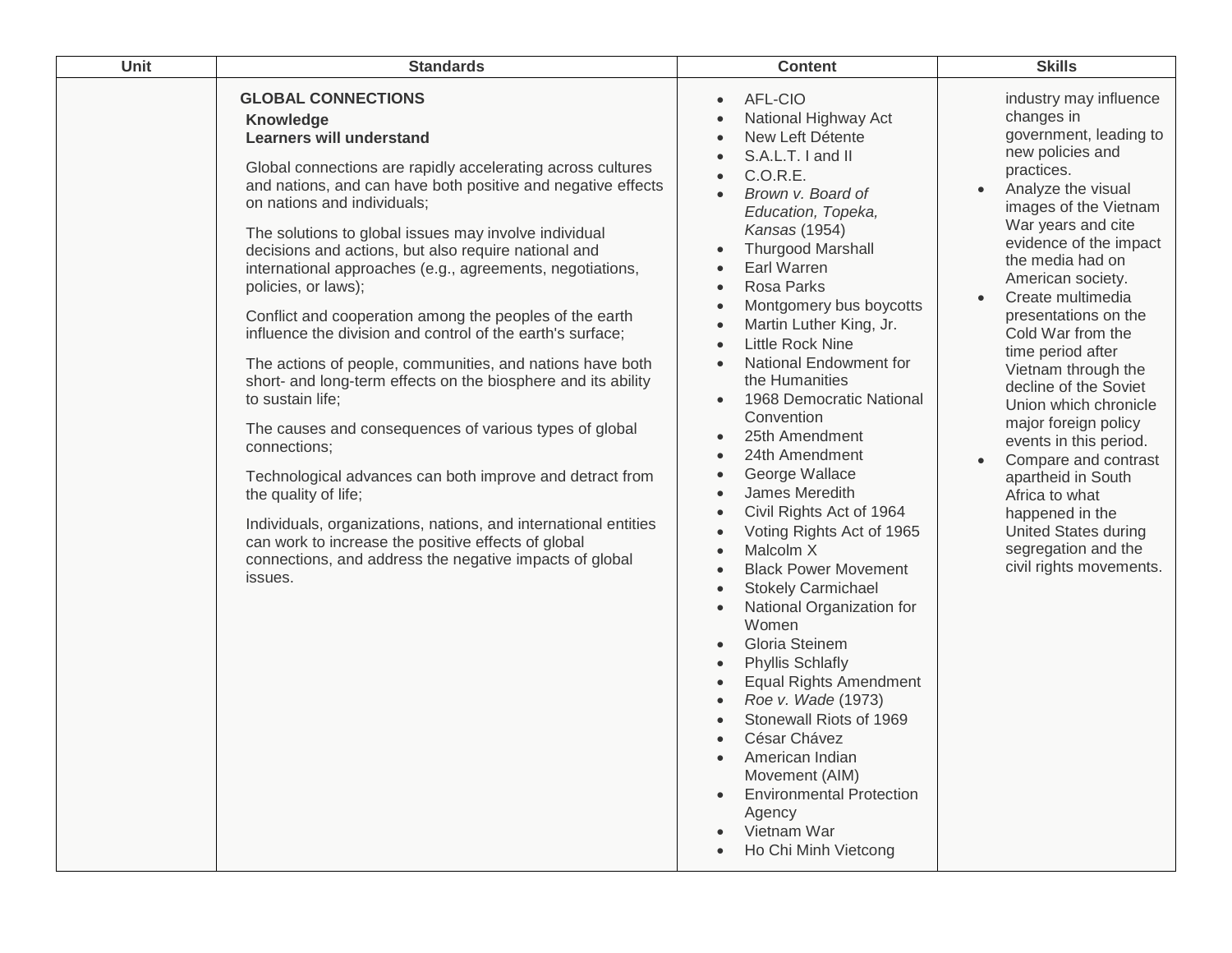| Unit | Standards | Content | Skills |
| --- | --- | --- | --- |
| | **GLOBAL CONNECTIONS**<br>**Knowledge**<br>**Learners will understand**<br><br>Global connections are rapidly accelerating across cultures and nations, and can have both positive and negative effects on nations and individuals;<br><br>The solutions to global issues may involve individual decisions and actions, but also require national and international approaches (e.g., agreements, negotiations, policies, or laws);<br><br>Conflict and cooperation among the peoples of the earth influence the division and control of the earth's surface;<br><br>The actions of people, communities, and nations have both short- and long-term effects on the biosphere and its ability to sustain life;<br><br>The causes and consequences of various types of global connections;<br><br>Technological advances can both improve and detract from the quality of life;<br><br>Individuals, organizations, nations, and international entities can work to increase the positive effects of global connections, and address the negative impacts of global issues. | • AFL-CIO<br>• National Highway Act<br>• New Left Détente<br>• S.A.L.T. I and II<br>• C.O.R.E.<br>• *Brown v. Board of Education, Topeka, Kansas* (1954)<br>• Thurgood Marshall<br>• Earl Warren<br>• Rosa Parks<br>• Montgomery bus boycotts<br>• Martin Luther King, Jr.<br>• Little Rock Nine<br>• National Endowment for the Humanities<br>• 1968 Democratic National Convention<br>• 25th Amendment<br>• 24th Amendment<br>• George Wallace<br>• James Meredith<br>• Civil Rights Act of 1964<br>• Voting Rights Act of 1965<br>• Malcolm X<br>• Black Power Movement<br>• Stokely Carmichael<br>• National Organization for Women<br>• Gloria Steinem<br>• Phyllis Schlafly<br>• Equal Rights Amendment<br>• *Roe v. Wade* (1973)<br>• Stonewall Riots of 1969<br>• César Chávez<br>• American Indian Movement (AIM)<br>• Environmental Protection Agency<br>• Vietnam War<br>• Ho Chi Minh Vietcong | industry may influence changes in government, leading to new policies and practices.<br>• Analyze the visual images of the Vietnam War years and cite evidence of the impact the media had on American society.<br>• Create multimedia presentations on the Cold War from the time period after Vietnam through the decline of the Soviet Union which chronicle major foreign policy events in this period.<br>• Compare and contrast apartheid in South Africa to what happened in the United States during segregation and the civil rights movements. |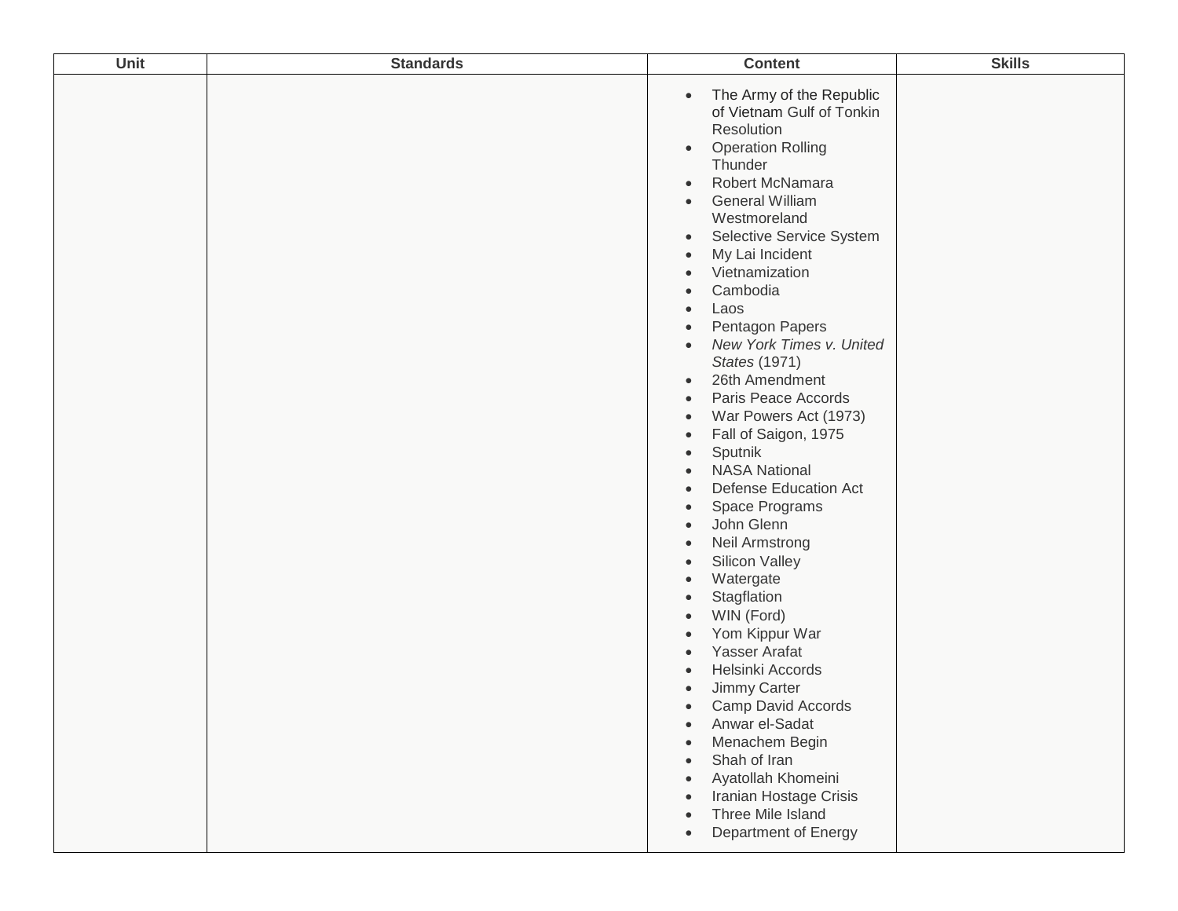| Unit | Standards | Content | Skills |
| --- | --- | --- | --- |
| | | • The Army of the Republic of Vietnam Gulf of Tonkin Resolution<br>• Operation Rolling Thunder<br>• Robert McNamara<br>• General William Westmoreland<br>• Selective Service System<br>• My Lai Incident<br>• Vietnamization<br>• Cambodia<br>• Laos<br>• Pentagon Papers<br>• *New York Times v. United States* (1971)<br>• 26th Amendment<br>• Paris Peace Accords<br>• War Powers Act (1973)<br>• Fall of Saigon, 1975<br>• Sputnik<br>• NASA National<br>• Defense Education Act<br>• Space Programs<br>• John Glenn<br>• Neil Armstrong<br>• Silicon Valley<br>• Watergate<br>• Stagflation<br>• WIN (Ford)<br>• Yom Kippur War<br>• Yasser Arafat<br>• Helsinki Accords<br>• Jimmy Carter<br>• Camp David Accords<br>• Anwar el-Sadat<br>• Menachem Begin<br>• Shah of Iran<br>• Ayatollah Khomeini<br>• Iranian Hostage Crisis<br>• Three Mile Island<br>• Department of Energy | |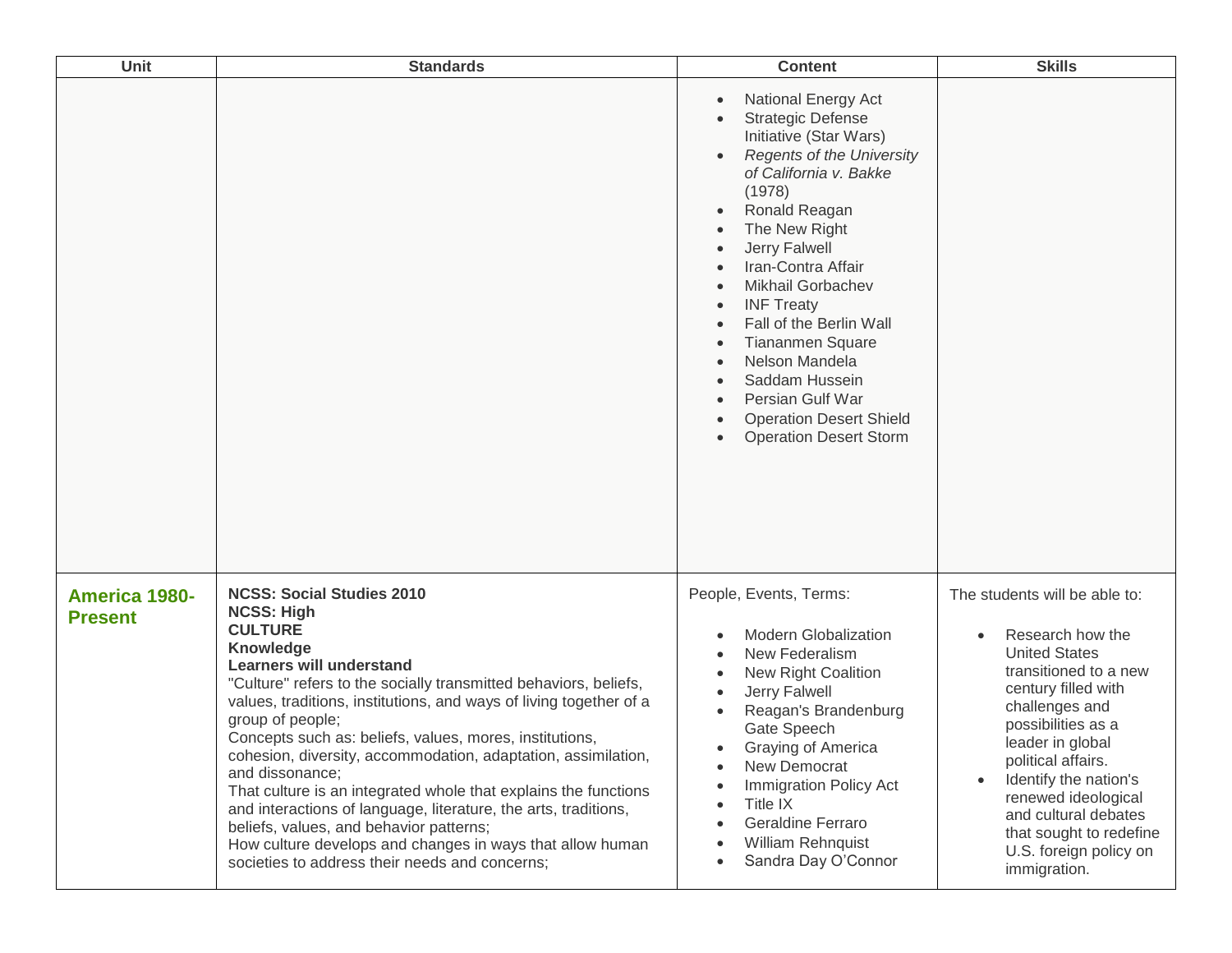| Unit | Standards | Content | Skills |
| --- | --- | --- | --- |
| | | <ul><li>National Energy Act</li><li>Strategic Defense Initiative (Star Wars)</li><li>*Regents of the University of California v. Bakke* (1978)</li><li>Ronald Reagan</li><li>The New Right</li><li>Jerry Falwell</li><li>Iran-Contra Affair</li><li>Mikhail Gorbachev</li><li>INF Treaty</li><li>Fall of the Berlin Wall</li><li>Tiananmen Square</li><li>Nelson Mandela</li><li>Saddam Hussein</li><li>Persian Gulf War</li><li>Operation Desert Shield</li><li>Operation Desert Storm</li></ul> | |
| **America 1980-Present** | **NCSS: Social Studies 2010**<br>**NCSS: High**<br>**CULTURE**<br>**Knowledge**<br>**Learners will understand**<br>"Culture" refers to the socially transmitted behaviors, beliefs, values, traditions, institutions, and ways of living together of a group of people;<br>Concepts such as: beliefs, values, mores, institutions, cohesion, diversity, accommodation, adaptation, assimilation, and dissonance;<br>That culture is an integrated whole that explains the functions and interactions of language, literature, the arts, traditions, beliefs, values, and behavior patterns;<br>How culture develops and changes in ways that allow human societies to address their needs and concerns; | People, Events, Terms:<ul><li>Modern Globalization</li><li>New Federalism</li><li>New Right Coalition</li><li>Jerry Falwell</li><li>Reagan's Brandenburg Gate Speech</li><li>Graying of America</li><li>New Democrat</li><li>Immigration Policy Act</li><li>Title IX</li><li>Geraldine Ferraro</li><li>William Rehnquist</li><li>Sandra Day O'Connor</li></ul> | The students will be able to:<ul><li>Research how the United States transitioned to a new century filled with challenges and possibilities as a leader in global political affairs.</li><li>Identify the nation's renewed ideological and cultural debates that sought to redefine U.S. foreign policy on immigration.</li></ul> |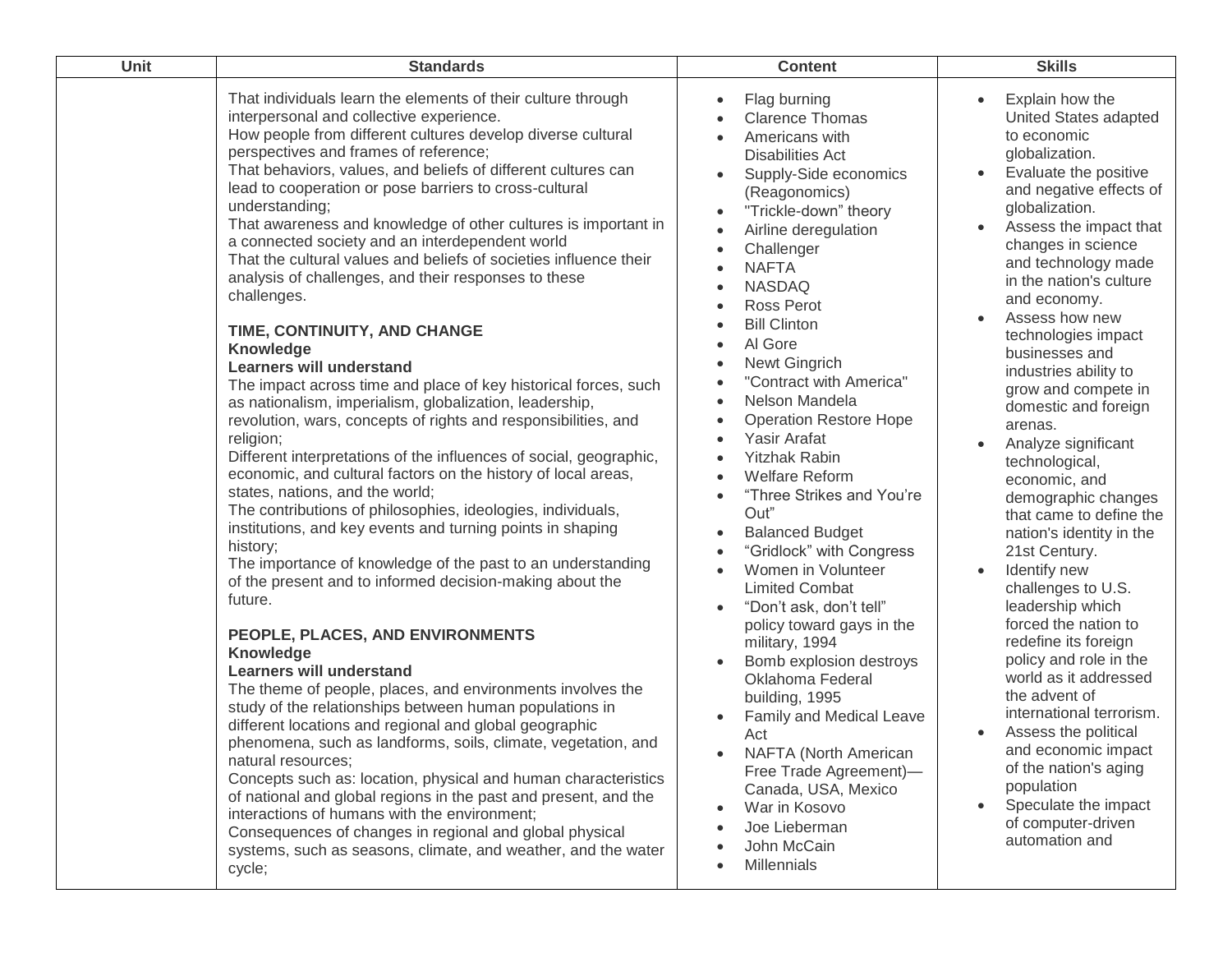| Unit | Standards | Content | Skills |
| --- | --- | --- | --- |
| | That individuals learn the elements of their culture through interpersonal and collective experience.<br>How people from different cultures develop diverse cultural perspectives and frames of reference;<br>That behaviors, values, and beliefs of different cultures can lead to cooperation or pose barriers to cross-cultural understanding;<br>That awareness and knowledge of other cultures is important in a connected society and an interdependent world<br>That the cultural values and beliefs of societies influence their analysis of challenges, and their responses to these challenges.<br><br>**TIME, CONTINUITY, AND CHANGE**<br>**Knowledge**<br>**Learners will understand**<br>The impact across time and place of key historical forces, such as nationalism, imperialism, globalization, leadership, revolution, wars, concepts of rights and responsibilities, and religion;<br>Different interpretations of the influences of social, geographic, economic, and cultural factors on the history of local areas, states, nations, and the world;<br>The contributions of philosophies, ideologies, individuals, institutions, and key events and turning points in shaping history;<br>The importance of knowledge of the past to an understanding of the present and to informed decision-making about the future.<br><br>**PEOPLE, PLACES, AND ENVIRONMENTS**<br>**Knowledge**<br>**Learners will understand**<br>The theme of people, places, and environments involves the study of the relationships between human populations in different locations and regional and global geographic phenomena, such as landforms, soils, climate, vegetation, and natural resources;<br>Concepts such as: location, physical and human characteristics of national and global regions in the past and present, and the interactions of humans with the environment;<br>Consequences of changes in regional and global physical systems, such as seasons, climate, and weather, and the water cycle; | • Flag burning<br>• Clarence Thomas<br>• Americans with Disabilities Act<br>• Supply-Side economics (Reagonomics)<br>• "Trickle-down" theory<br>• Airline deregulation<br>• Challenger<br>• NAFTA<br>• NASDAQ<br>• Ross Perot<br>• Bill Clinton<br>• Al Gore<br>• Newt Gingrich<br>• "Contract with America"<br>• Nelson Mandela<br>• Operation Restore Hope<br>• Yasir Arafat<br>• Yitzhak Rabin<br>• Welfare Reform<br>• "Three Strikes and You're Out"<br>• Balanced Budget<br>• "Gridlock" with Congress<br>• Women in Volunteer Limited Combat<br>• "Don't ask, don't tell" policy toward gays in the military, 1994<br>• Bomb explosion destroys Oklahoma Federal building, 1995<br>• Family and Medical Leave Act<br>• NAFTA (North American Free Trade Agreement)—Canada, USA, Mexico<br>• War in Kosovo<br>• Joe Lieberman<br>• John McCain<br>• Millennials | • Explain how the United States adapted to economic globalization.<br>• Evaluate the positive and negative effects of globalization.<br>• Assess the impact that changes in science and technology made in the nation's culture and economy.<br>• Assess how new technologies impact businesses and industries ability to grow and compete in domestic and foreign arenas.<br>• Analyze significant technological, economic, and demographic changes that came to define the nation's identity in the 21st Century.<br>• Identify new challenges to U.S. leadership which forced the nation to redefine its foreign policy and role in the world as it addressed the advent of international terrorism.<br>• Assess the political and economic impact of the nation's aging population<br>• Speculate the impact of computer-driven automation and |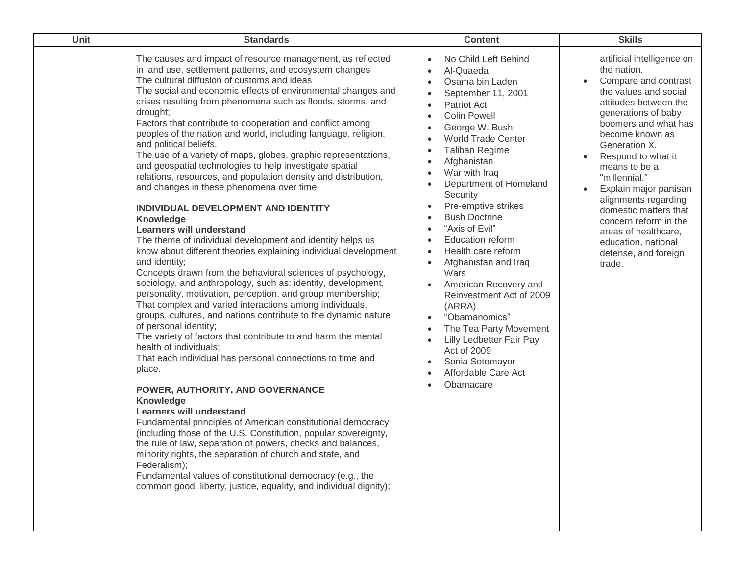| Unit | Standards | Content | Skills |
|---|---|---|---|
| | The causes and impact of resource management, as reflected in land use, settlement patterns, and ecosystem changes<br>The cultural diffusion of customs and ideas<br>The social and economic effects of environmental changes and crises resulting from phenomena such as floods, storms, and drought;<br>Factors that contribute to cooperation and conflict among peoples of the nation and world, including language, religion, and political beliefs.<br>The use of a variety of maps, globes, graphic representations, and geospatial technologies to help investigate spatial relations, resources, and population density and distribution, and changes in these phenomena over time.<br><br>**INDIVIDUAL DEVELOPMENT AND IDENTITY**<br>**Knowledge**<br>**Learners will understand**<br>The theme of individual development and identity helps us know about different theories explaining individual development and identity;<br>Concepts drawn from the behavioral sciences of psychology, sociology, and anthropology, such as: identity, development, personality, motivation, perception, and group membership;<br>That complex and varied interactions among individuals, groups, cultures, and nations contribute to the dynamic nature of personal identity;<br>The variety of factors that contribute to and harm the mental health of individuals;<br>That each individual has personal connections to time and place.<br><br>**POWER, AUTHORITY, AND GOVERNANCE**<br>**Knowledge**<br>**Learners will understand**<br>Fundamental principles of American constitutional democracy (including those of the U.S. Constitution, popular sovereignty, the rule of law, separation of powers, checks and balances, minority rights, the separation of church and state, and Federalism);<br>Fundamental values of constitutional democracy (e.g., the common good, liberty, justice, equality, and individual dignity); | • No Child Left Behind<br>• Al-Quaeda<br>• Osama bin Laden<br>• September 11, 2001<br>• Patriot Act<br>• Colin Powell<br>• George W. Bush<br>• World Trade Center<br>• Taliban Regime<br>• Afghanistan<br>• War with Iraq<br>• Department of Homeland Security<br>• Pre-emptive strikes<br>• Bush Doctrine<br>• "Axis of Evil"<br>• Education reform<br>• Health care reform<br>• Afghanistan and Iraq Wars<br>• American Recovery and Reinvestment Act of 2009 (ARRA)<br>• "Obamanomics"<br>• The Tea Party Movement<br>• Lilly Ledbetter Fair Pay Act of 2009<br>• Sonia Sotomayor<br>• Affordable Care Act<br>• Obamacare | artificial intelligence on the nation.<br>• Compare and contrast the values and social attitudes between the generations of baby boomers and what has become known as Generation X.<br>• Respond to what it means to be a "millennial."<br>• Explain major partisan alignments regarding domestic matters that concern reform in the areas of healthcare, education, national defense, and foreign trade. |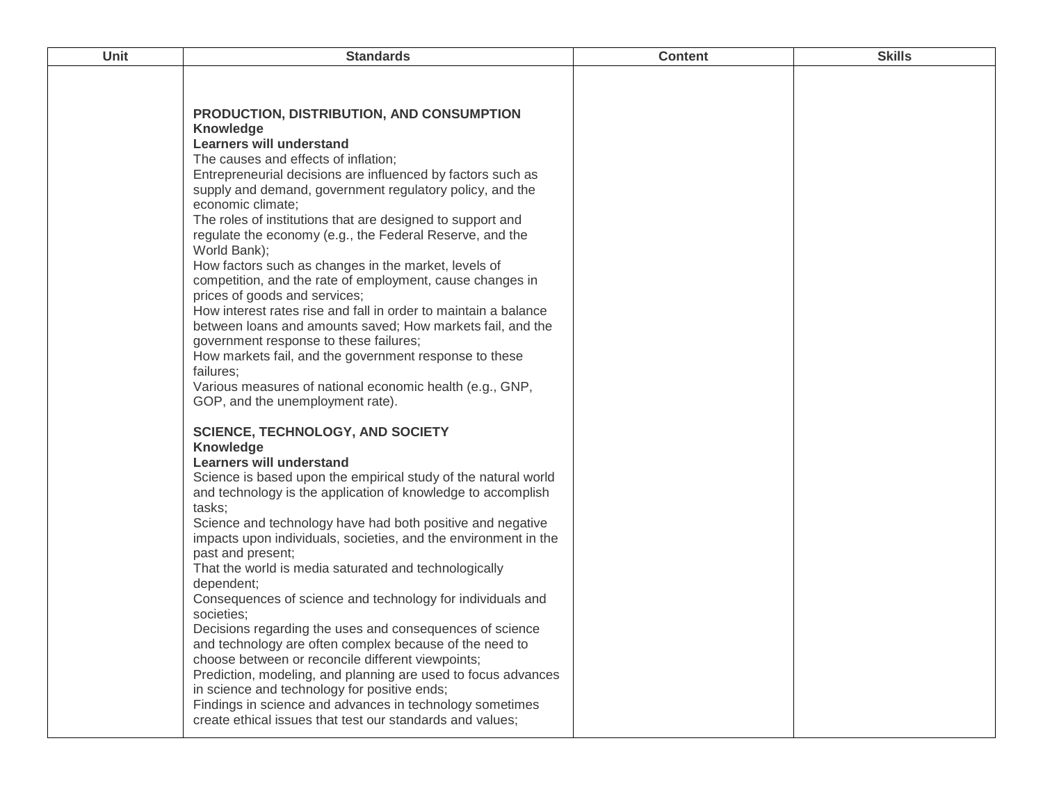| Unit | Standards | Content | Skills |
|---|---|---|---|
| | **PRODUCTION, DISTRIBUTION, AND CONSUMPTION**<br>**Knowledge**<br>**Learners will understand**<br>The causes and effects of inflation;<br>Entrepreneurial decisions are influenced by factors such as supply and demand, government regulatory policy, and the economic climate;<br>The roles of institutions that are designed to support and regulate the economy (e.g., the Federal Reserve, and the World Bank);<br>How factors such as changes in the market, levels of competition, and the rate of employment, cause changes in prices of goods and services;<br>How interest rates rise and fall in order to maintain a balance between loans and amounts saved; How markets fail, and the government response to these failures;<br>How markets fail, and the government response to these failures;<br>Various measures of national economic health (e.g., GNP, GOP, and the unemployment rate).<br><br>**SCIENCE, TECHNOLOGY, AND SOCIETY**<br>**Knowledge**<br>**Learners will understand**<br>Science is based upon the empirical study of the natural world and technology is the application of knowledge to accomplish tasks;<br>Science and technology have had both positive and negative impacts upon individuals, societies, and the environment in the past and present;<br>That the world is media saturated and technologically dependent;<br>Consequences of science and technology for individuals and societies;<br>Decisions regarding the uses and consequences of science and technology are often complex because of the need to choose between or reconcile different viewpoints;<br>Prediction, modeling, and planning are used to focus advances in science and technology for positive ends;<br>Findings in science and advances in technology sometimes create ethical issues that test our standards and values; | | |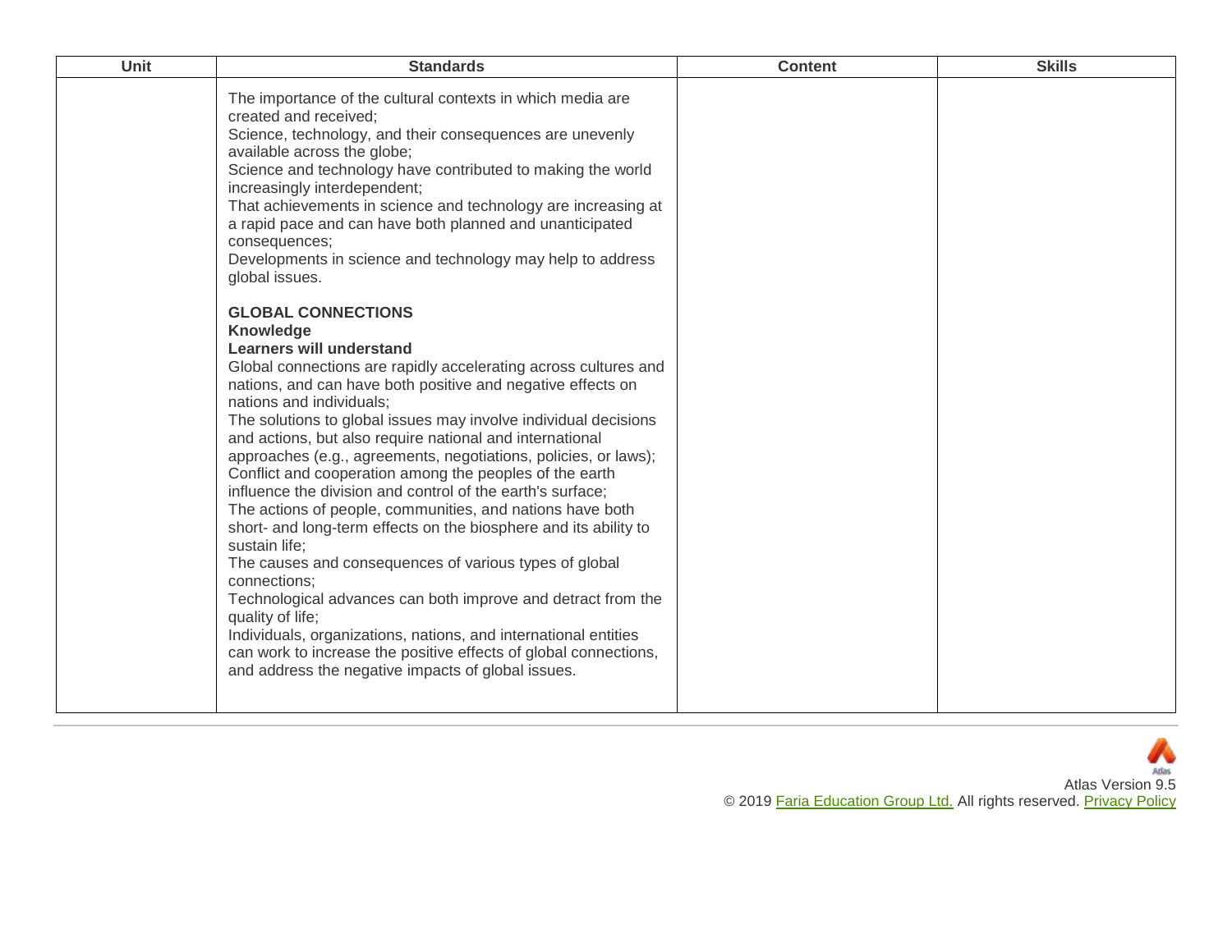| Unit | Standards | Content | Skills |
| --- | --- | --- | --- |
| | The importance of the cultural contexts in which media are created and received;<br>Science, technology, and their consequences are unevenly available across the globe;<br>Science and technology have contributed to making the world increasingly interdependent;<br>That achievements in science and technology are increasing at a rapid pace and can have both planned and unanticipated consequences;<br>Developments in science and technology may help to address global issues.<br><br>**GLOBAL CONNECTIONS**<br>**Knowledge**<br>**Learners will understand**<br>Global connections are rapidly accelerating across cultures and nations, and can have both positive and negative effects on nations and individuals;<br>The solutions to global issues may involve individual decisions and actions, but also require national and international approaches (e.g., agreements, negotiations, policies, or laws);<br>Conflict and cooperation among the peoples of the earth influence the division and control of the earth's surface;<br>The actions of people, communities, and nations have both short- and long-term effects on the biosphere and its ability to sustain life;<br>The causes and consequences of various types of global connections;<br>Technological advances can both improve and detract from the quality of life;<br>Individuals, organizations, nations, and international entities can work to increase the positive effects of global connections, and address the negative impacts of global issues. | | |

Atlas Version 9.5
© 2019 Faria Education Group Ltd. All rights reserved. Privacy Policy